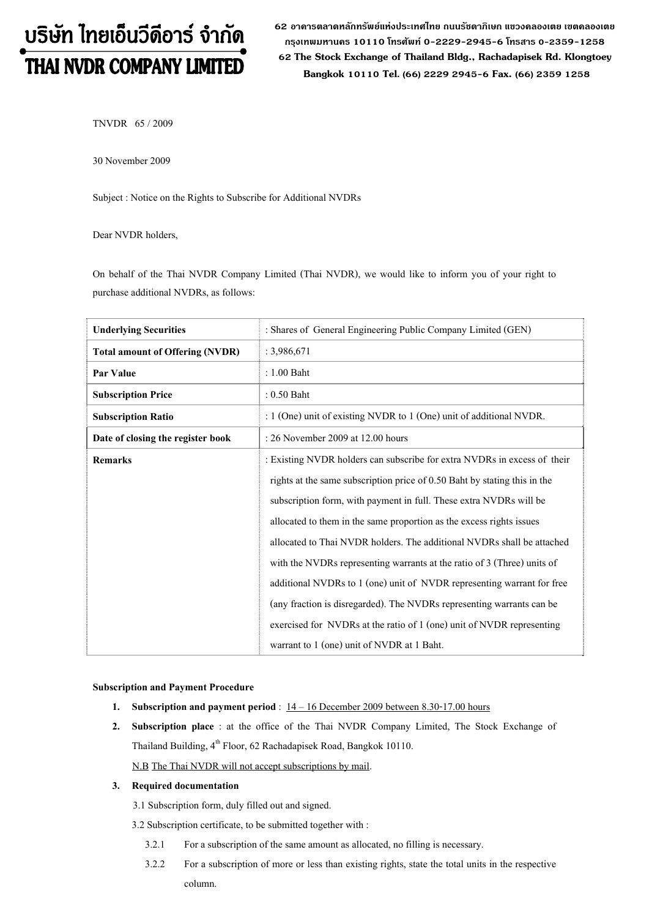# บริษัท ไทยเอ็นวีดีอาร์ จำกัด
# THAI NVDR COMPANY LIMITED

62 อาคารตลาดหลักทรัพย์แห่งประเทศไทย ถนนรัชดาภิเษก แขวงคลองเตย เขตคลองเตย กรุงเทพมหานคร 10110 โทรศัพท์ 0-2229-2945-6 โทรสาร 0-2359-1258
62 The Stock Exchange of Thailand Bldg., Rachadapisek Rd. Klongtoey Bangkok 10110 Tel. (66) 2229 2945-6 Fax. (66) 2359 1258

TNVDR 65 / 2009

30 November 2009

Subject : Notice on the Rights to Subscribe for Additional NVDRs

Dear NVDR holders,

On behalf of the Thai NVDR Company Limited (Thai NVDR), we would like to inform you of your right to purchase additional NVDRs, as follows:

| | |
|---|---|
| **Underlying Securities** | : Shares of General Engineering Public Company Limited (GEN) |
| **Total amount of Offering (NVDR)** | : 3,986,671 |
| **Par Value** | : 1.00 Baht |
| **Subscription Price** | : 0.50 Baht |
| **Subscription Ratio** | : 1 (One) unit of existing NVDR to 1 (One) unit of additional NVDR. |
| **Date of closing the register book** | : 26 November 2009 at 12.00 hours |
| **Remarks** | : Existing NVDR holders can subscribe for extra NVDRs in excess of their rights at the same subscription price of 0.50 Baht by stating this in the subscription form, with payment in full. These extra NVDRs will be allocated to them in the same proportion as the excess rights issues allocated to Thai NVDR holders. The additional NVDRs shall be attached with the NVDRs representing warrants at the ratio of 3 (Three) units of additional NVDRs to 1 (one) unit of NVDR representing warrant for free (any fraction is disregarded). The NVDRs representing warrants can be exercised for NVDRs at the ratio of 1 (one) unit of NVDR representing warrant to 1 (one) unit of NVDR at 1 Baht. |

**Subscription and Payment Procedure**

1. **Subscription and payment period** : 14 – 16 December 2009 between 8.30-17.00 hours
2. **Subscription place** : at the office of the Thai NVDR Company Limited, The Stock Exchange of Thailand Building, 4th Floor, 62 Rachadapisek Road, Bangkok 10110.

   N.B The Thai NVDR will not accept subscriptions by mail.
3. **Required documentation**

   3.1 Subscription form, duly filled out and signed.

   3.2 Subscription certificate, to be submitted together with :

   3.2.1 For a subscription of the same amount as allocated, no filling is necessary.

   3.2.2 For a subscription of more or less than existing rights, state the total units in the respective column.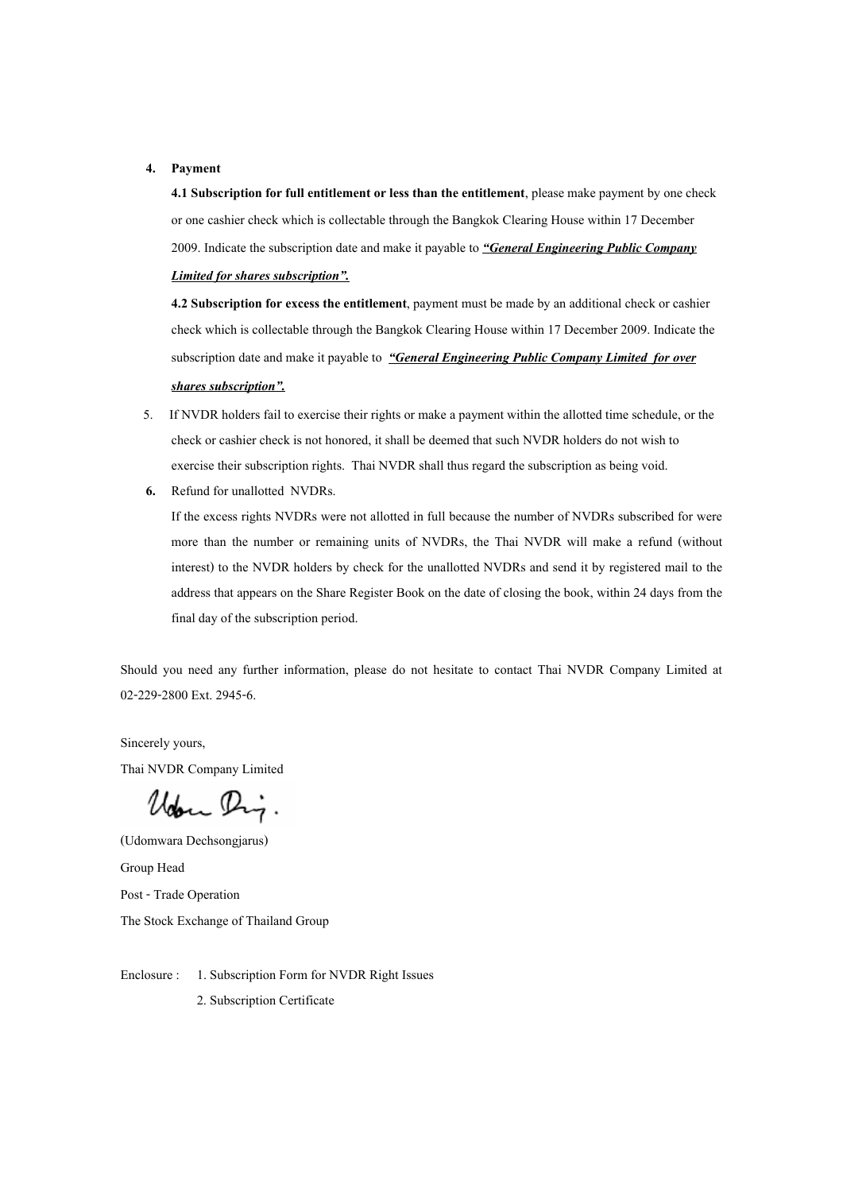4. **Payment**

   **4.1 Subscription for full entitlement or less than the entitlement**, please make payment by one check or one cashier check which is collectable through the Bangkok Clearing House within 17 December 2009. Indicate the subscription date and make it payable to ***"General Engineering Public Company Limited for shares subscription".***

   **4.2 Subscription for excess the entitlement**, payment must be made by an additional check or cashier check which is collectable through the Bangkok Clearing House within 17 December 2009. Indicate the subscription date and make it payable to ***"General Engineering Public Company Limited for over shares subscription".***

5. If NVDR holders fail to exercise their rights or make a payment within the allotted time schedule, or the check or cashier check is not honored, it shall be deemed that such NVDR holders do not wish to exercise their subscription rights. Thai NVDR shall thus regard the subscription as being void.

6. Refund for unallotted NVDRs.

   If the excess rights NVDRs were not allotted in full because the number of NVDRs subscribed for were more than the number or remaining units of NVDRs, the Thai NVDR will make a refund (without interest) to the NVDR holders by check for the unallotted NVDRs and send it by registered mail to the address that appears on the Share Register Book on the date of closing the book, within 24 days from the final day of the subscription period.

Should you need any further information, please do not hesitate to contact Thai NVDR Company Limited at 02-229-2800 Ext. 2945-6.

Sincerely yours,

Thai NVDR Company Limited

(Udomwara Dechsongjarus)

Group Head

Post - Trade Operation

The Stock Exchange of Thailand Group

Enclosure : 1. Subscription Form for NVDR Right Issues

2. Subscription Certificate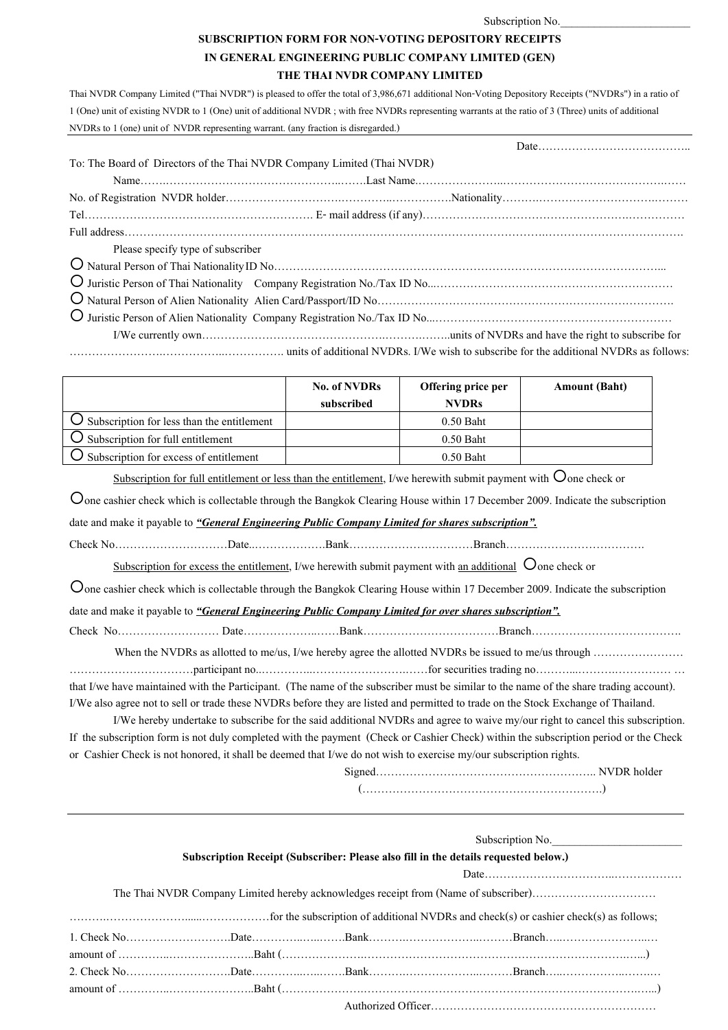Subscription No.______________________

## SUBSCRIPTION FORM FOR NON-VOTING DEPOSITORY RECEIPTS IN GENERAL ENGINEERING PUBLIC COMPANY LIMITED (GEN)

## THE THAI NVDR COMPANY LIMITED

Thai NVDR Company Limited ("Thai NVDR") is pleased to offer the total of 3,986,671 additional Non-Voting Depository Receipts ("NVDRs") in a ratio of 1 (One) unit of existing NVDR to 1 (One) unit of additional NVDR ; with free NVDRs representing warrants at the ratio of 3 (Three) units of additional NVDRs to 1 (one) unit of NVDR representing warrant. (any fraction is disregarded.)

Date…………………………………..

To: The Board of Directors of the Thai NVDR Company Limited (Thai NVDR)

Name……..……………………………………..…….Last Name.…………………..……………………………………….……

No. of Registration NVDR holder…………………………..…………..…………….Nationality……….……………………….………

Tel……………………………………………………. E- mail address (if any)………………………………………………….……………

Full address……………………………………………………………………………………………….………………………………….

Please specify type of subscriber

○ Natural Person of Thai Nationality ID No……………………………………………………………………………………………...

○ Juristic Person of Thai Nationality Company Registration No./Tax ID No...………………………………………………………

○ Natural Person of Alien Nationality Alien Card/Passport/ID No…………………………………………………………………….

○ Juristic Person of Alien Nationality Company Registration No./Tax ID No...………………………………………………………

I/We currently own…………………………………………….……….……..units of NVDRs and have the right to subscribe for ……………………..……………...……………. units of additional NVDRs. I/We wish to subscribe for the additional NVDRs as follows:

| | No. of NVDRs subscribed | Offering price per NVDRs | Amount (Baht) |
|---|---|---|---|
| ○ Subscription for less than the entitlement | | 0.50 Baht | |
| ○ Subscription for full entitlement | | 0.50 Baht | |
| ○ Subscription for excess of entitlement | | 0.50 Baht | |

Subscription for full entitlement or less than the entitlement, I/we herewith submit payment with ○one check or ○one cashier check which is collectable through the Bangkok Clearing House within 17 December 2009. Indicate the subscription date and make it payable to ***"General Engineering Public Company Limited for shares subscription".***

Check No…………………………Date..……………….Bank……………………………Branch……………………………….

Subscription for excess the entitlement, I/we herewith submit payment with an additional ○one check or ○one cashier check which is collectable through the Bangkok Clearing House within 17 December 2009. Indicate the subscription date and make it payable to ***"General Engineering Public Company Limited for over shares subscription".***

Check No……………………… Date………………..……Bank………………………………Branch………………………………….

When the NVDRs as allotted to me/us, I/we hereby agree the allotted NVDRs be issued to me/us through …………………… ……………………………participant no..…………..………………………..……for securities trading no………...……….…………… … that I/we have maintained with the Participant. (The name of the subscriber must be similar to the name of the share trading account). I/We also agree not to sell or trade these NVDRs before they are listed and permitted to trade on the Stock Exchange of Thailand.

I/We hereby undertake to subscribe for the said additional NVDRs and agree to waive my/our right to cancel this subscription. If the subscription form is not duly completed with the payment (Check or Cashier Check) within the subscription period or the Check or Cashier Check is not honored, it shall be deemed that I/we do not wish to exercise my/our subscription rights.

Signed………………………………………………….. NVDR holder

(……………………………………………………….)

---

Subscription No.______________________

### Subscription Receipt (Subscriber: Please also fill in the details requested below.)

Date……………………………..………………

The Thai NVDR Company Limited hereby acknowledges receipt from (Name of subscriber)……………………………

………..…………………......………………for the subscription of additional NVDRs and check(s) or cashier check(s) as follows;

1. Check No……………………….Date………….…..…….Bank……….………………..………Branch…..……………………..… amount of …………..…………………..Baht (…………………..……………………………………………………………..…...)
2. Check No……………………….Date………….…..…….Bank……….………………..………Branch…..……………..……..… amount of …………..…………………..Baht (…………………..……………………………………………………………..…...)

Authorized Officer……………………………………………………